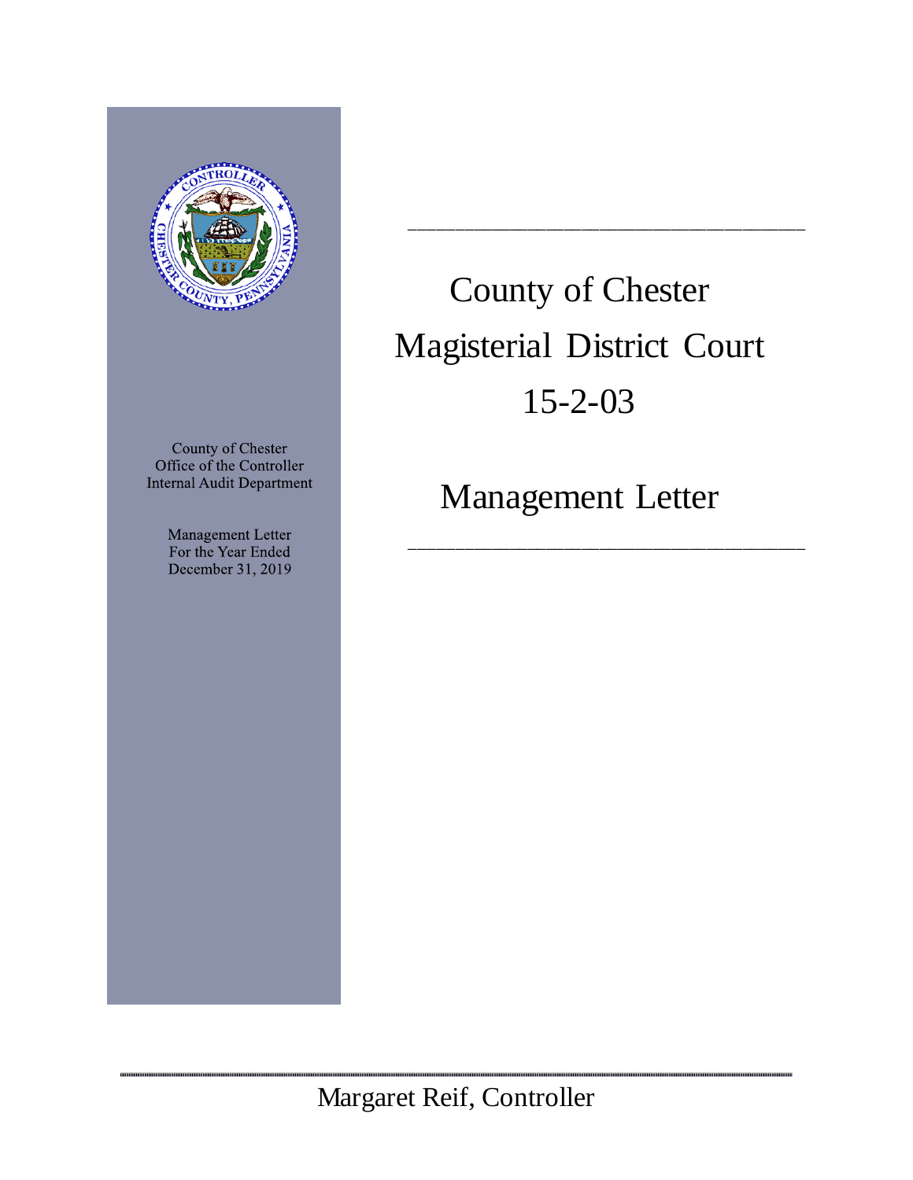County of Chester
Office of the Controller
Internal Audit Department

Management Letter
For the Year Ended
December 31, 2019

# County of Chester Magisterial District Court 15-2-03

# Management Letter

Margaret Reif, Controller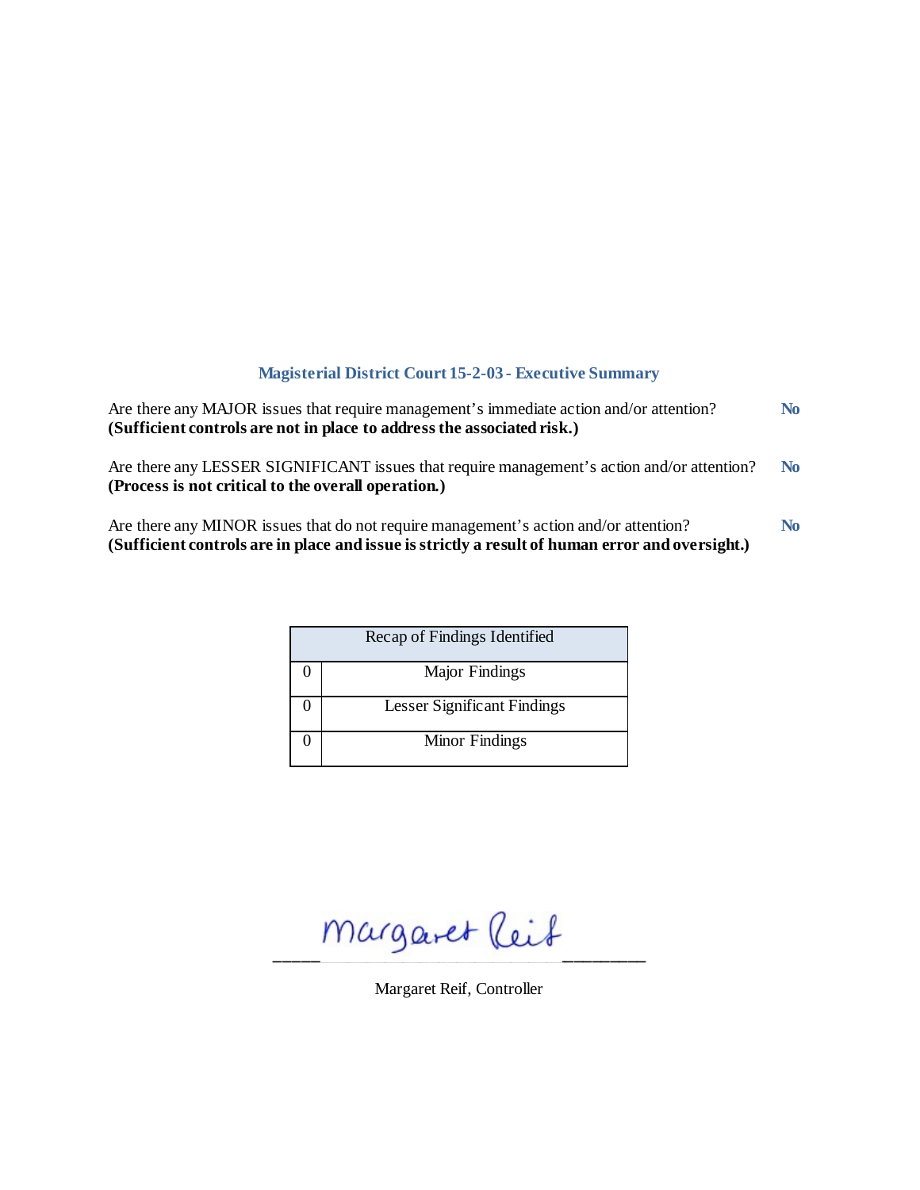## Magisterial District Court 15-2-03 - Executive Summary

Are there any MAJOR issues that require management's immediate action and/or attention? **No**
**(Sufficient controls are not in place to address the associated risk.)**

Are there any LESSER SIGNIFICANT issues that require management's action and/or attention? **No**
**(Process is not critical to the overall operation.)**

Are there any MINOR issues that do not require management's action and/or attention? **No**
**(Sufficient controls are in place and issue is strictly a result of human error and oversight.)**

| Recap of Findings Identified | |
|---|---|
| 0 | Major Findings |
| 0 | Lesser Significant Findings |
| 0 | Minor Findings |

Margaret Reif

Margaret Reif, Controller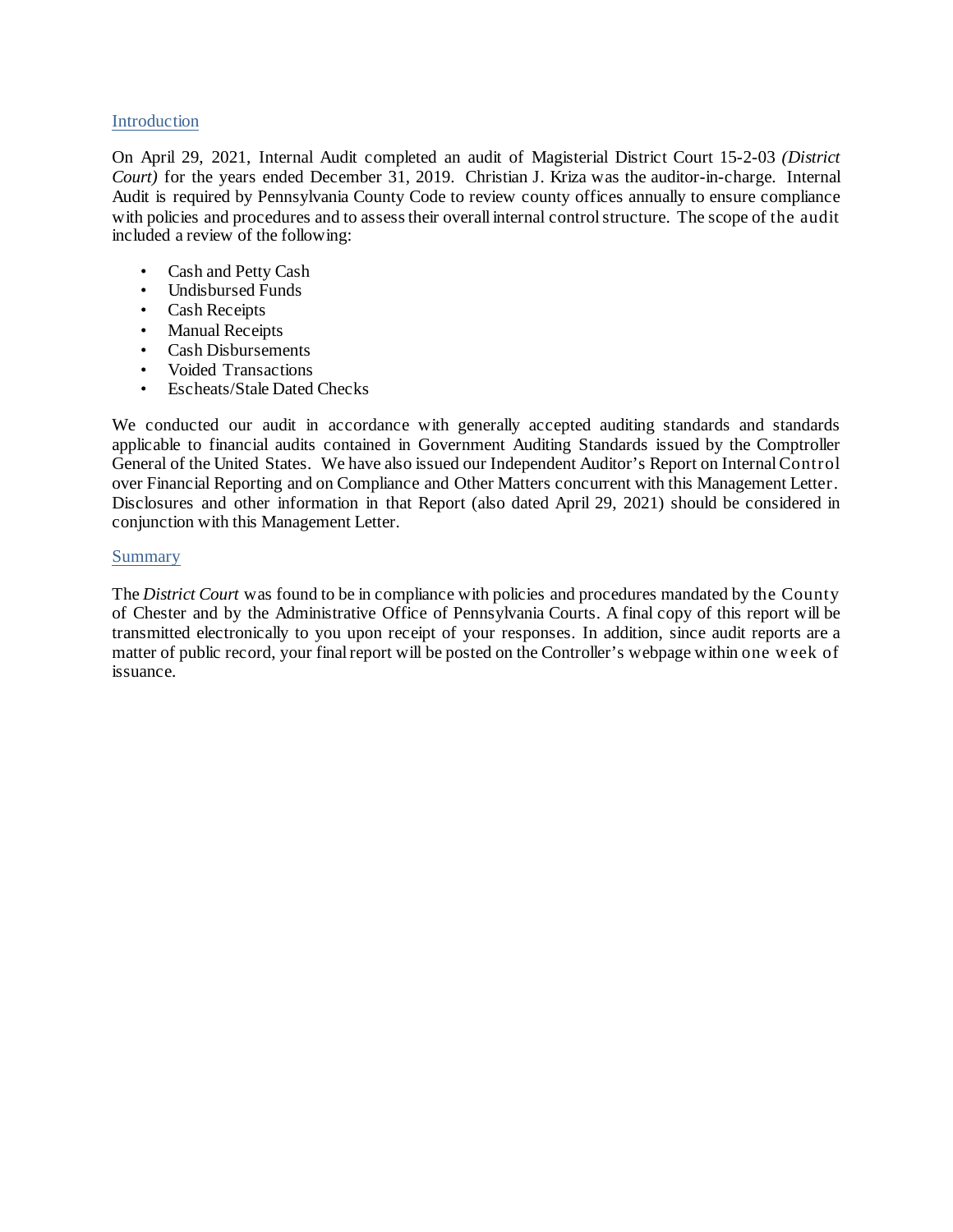## Introduction

On April 29, 2021, Internal Audit completed an audit of Magisterial District Court 15-2-03 *(District Court)* for the years ended December 31, 2019. Christian J. Kriza was the auditor-in-charge. Internal Audit is required by Pennsylvania County Code to review county offices annually to ensure compliance with policies and procedures and to assess their overall internal control structure. The scope of the audit included a review of the following:

- Cash and Petty Cash
- Undisbursed Funds
- Cash Receipts
- Manual Receipts
- Cash Disbursements
- Voided Transactions
- Escheats/Stale Dated Checks

We conducted our audit in accordance with generally accepted auditing standards and standards applicable to financial audits contained in Government Auditing Standards issued by the Comptroller General of the United States. We have also issued our Independent Auditor's Report on Internal Control over Financial Reporting and on Compliance and Other Matters concurrent with this Management Letter. Disclosures and other information in that Report (also dated April 29, 2021) should be considered in conjunction with this Management Letter.

## Summary

The *District Court* was found to be in compliance with policies and procedures mandated by the County of Chester and by the Administrative Office of Pennsylvania Courts. A final copy of this report will be transmitted electronically to you upon receipt of your responses. In addition, since audit reports are a matter of public record, your final report will be posted on the Controller's webpage within one week of issuance.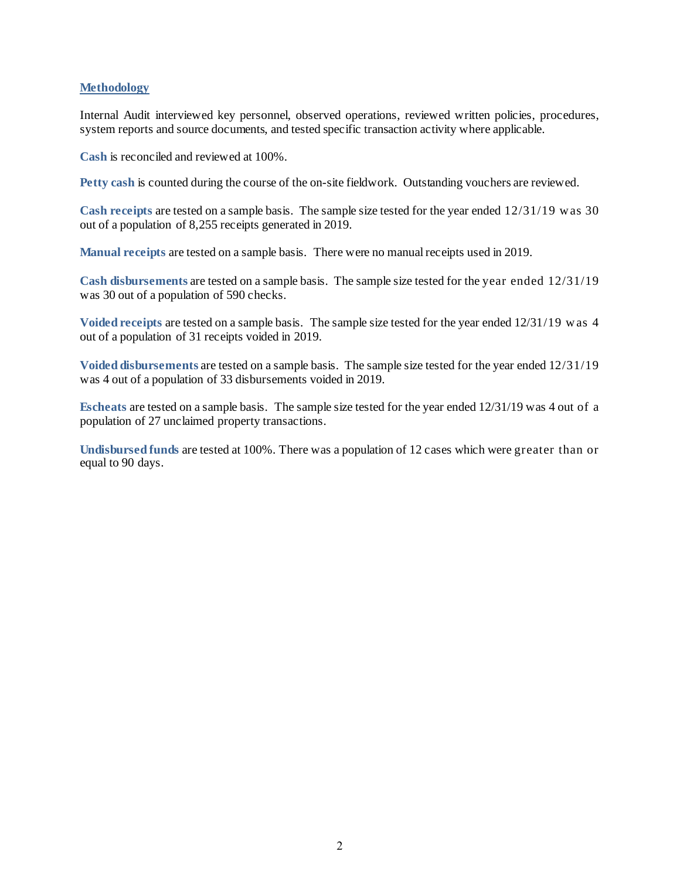## Methodology

Internal Audit interviewed key personnel, observed operations, reviewed written policies, procedures, system reports and source documents, and tested specific transaction activity where applicable.

**Cash** is reconciled and reviewed at 100%.

**Petty cash** is counted during the course of the on-site fieldwork. Outstanding vouchers are reviewed.

**Cash receipts** are tested on a sample basis. The sample size tested for the year ended 12/31/19 was 30 out of a population of 8,255 receipts generated in 2019.

**Manual receipts** are tested on a sample basis. There were no manual receipts used in 2019.

**Cash disbursements** are tested on a sample basis. The sample size tested for the year ended 12/31/19 was 30 out of a population of 590 checks.

**Voided receipts** are tested on a sample basis. The sample size tested for the year ended 12/31/19 was 4 out of a population of 31 receipts voided in 2019.

**Voided disbursements** are tested on a sample basis. The sample size tested for the year ended 12/31/19 was 4 out of a population of 33 disbursements voided in 2019.

**Escheats** are tested on a sample basis. The sample size tested for the year ended 12/31/19 was 4 out of a population of 27 unclaimed property transactions.

**Undisbursed funds** are tested at 100%. There was a population of 12 cases which were greater than or equal to 90 days.